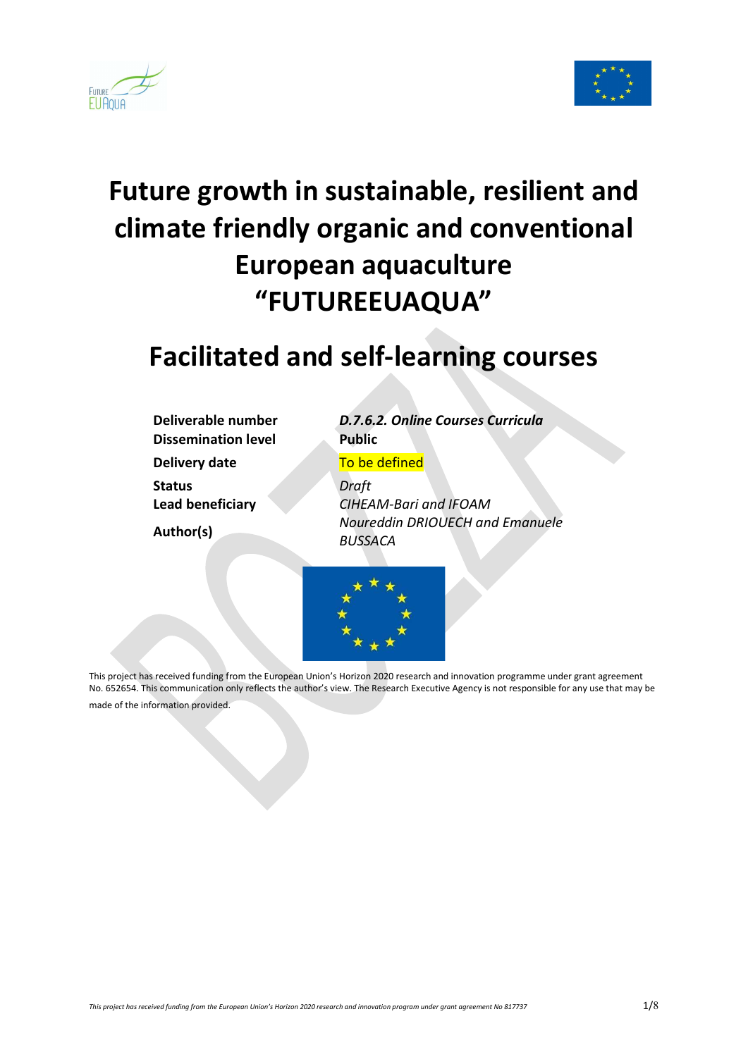# Future growth in sustainable, resilient and climate friendly organic and conventional European aquaculture "FUTUREEUAQUA"

## Facilitated and self-learning courses

| | |
|---|---|
| **Deliverable number** | ***D.7.6.2. Online Courses Curricula*** |
| **Dissemination level** | **Public** |
| **Delivery date** | To be defined |
| **Status** | *Draft* |
| **Lead beneficiary** | *CIHEAM-Bari and IFOAM* |
| **Author(s)** | *Noureddin DRIOUECH and Emanuele BUSSACA* |

This project has received funding from the European Union's Horizon 2020 research and innovation programme under grant agreement No. 652654. This communication only reflects the author's view. The Research Executive Agency is not responsible for any use that may be made of the information provided.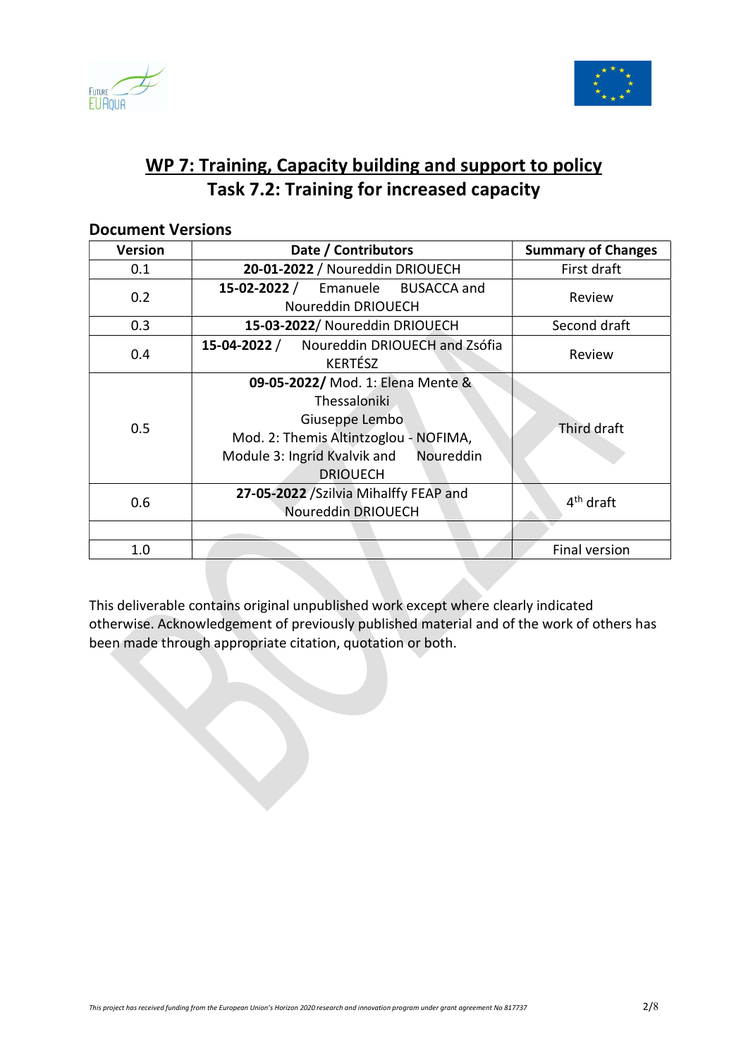# WP 7: Training, Capacity building and support to policy

# Task 7.2: Training for increased capacity

## Document Versions

| Version | Date / Contributors | Summary of Changes |
|---|---|---|
| 0.1 | **20-01-2022** / Noureddin DRIOUECH | First draft |
| 0.2 | **15-02-2022** / Emanuele BUSACCA and Noureddin DRIOUECH | Review |
| 0.3 | **15-03-2022**/ Noureddin DRIOUECH | Second draft |
| 0.4 | **15-04-2022** / Noureddin DRIOUECH and Zsófia KERTÉSZ | Review |
| 0.5 | **09-05-2022/** Mod. 1: Elena Mente & Thessaloniki Giuseppe Lembo Mod. 2: Themis Altintzoglou - NOFIMA, Module 3: Ingrid Kvalvik and Noureddin DRIOUECH | Third draft |
| 0.6 | **27-05-2022** /Szilvia Mihalffy FEAP and Noureddin DRIOUECH | 4th draft |
| | | |
| 1.0 | | Final version |

This deliverable contains original unpublished work except where clearly indicated otherwise. Acknowledgement of previously published material and of the work of others has been made through appropriate citation, quotation or both.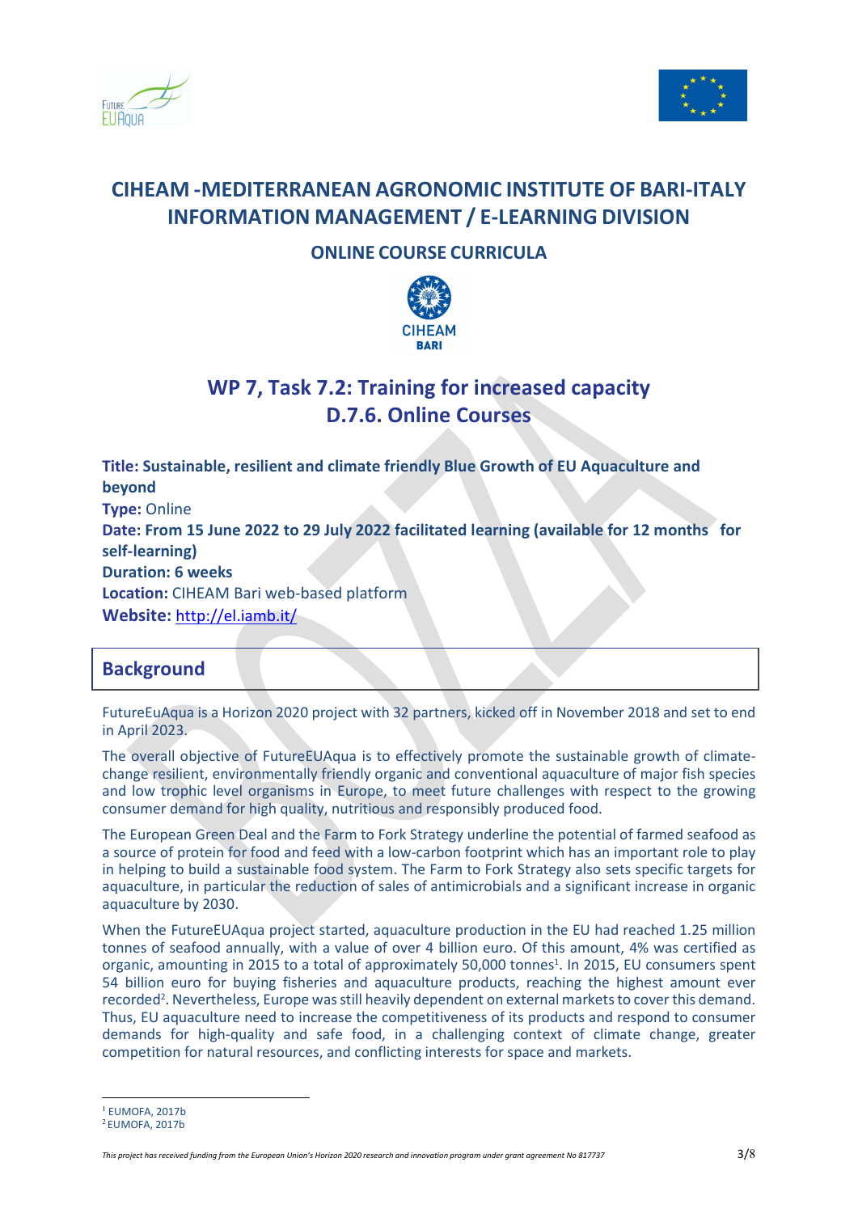# CIHEAM -MEDITERRANEAN AGRONOMIC INSTITUTE OF BARI-ITALY INFORMATION MANAGEMENT / E-LEARNING DIVISION

## ONLINE COURSE CURRICULA

## WP 7, Task 7.2: Training for increased capacity D.7.6. Online Courses

**Title: Sustainable, resilient and climate friendly Blue Growth of EU Aquaculture and beyond**
**Type:** Online
**Date: From 15 June 2022 to 29 July 2022 facilitated learning (available for 12 months for self-learning)**
**Duration: 6 weeks**
**Location:** CIHEAM Bari web-based platform
**Website:** http://el.iamb.it/

## Background

FutureEuAqua is a Horizon 2020 project with 32 partners, kicked off in November 2018 and set to end in April 2023.

The overall objective of FutureEUAqua is to effectively promote the sustainable growth of climate-change resilient, environmentally friendly organic and conventional aquaculture of major fish species and low trophic level organisms in Europe, to meet future challenges with respect to the growing consumer demand for high quality, nutritious and responsibly produced food.

The European Green Deal and the Farm to Fork Strategy underline the potential of farmed seafood as a source of protein for food and feed with a low-carbon footprint which has an important role to play in helping to build a sustainable food system. The Farm to Fork Strategy also sets specific targets for aquaculture, in particular the reduction of sales of antimicrobials and a significant increase in organic aquaculture by 2030.

When the FutureEUAqua project started, aquaculture production in the EU had reached 1.25 million tonnes of seafood annually, with a value of over 4 billion euro. Of this amount, 4% was certified as organic, amounting in 2015 to a total of approximately 50,000 tonnes[1]. In 2015, EU consumers spent 54 billion euro for buying fisheries and aquaculture products, reaching the highest amount ever recorded[2]. Nevertheless, Europe was still heavily dependent on external markets to cover this demand. Thus, EU aquaculture need to increase the competitiveness of its products and respond to consumer demands for high-quality and safe food, in a challenging context of climate change, greater competition for natural resources, and conflicting interests for space and markets.

[1] EUMOFA, 2017b
[2] EUMOFA, 2017b

*This project has received funding from the European Union's Horizon 2020 research and innovation program under grant agreement No 817737*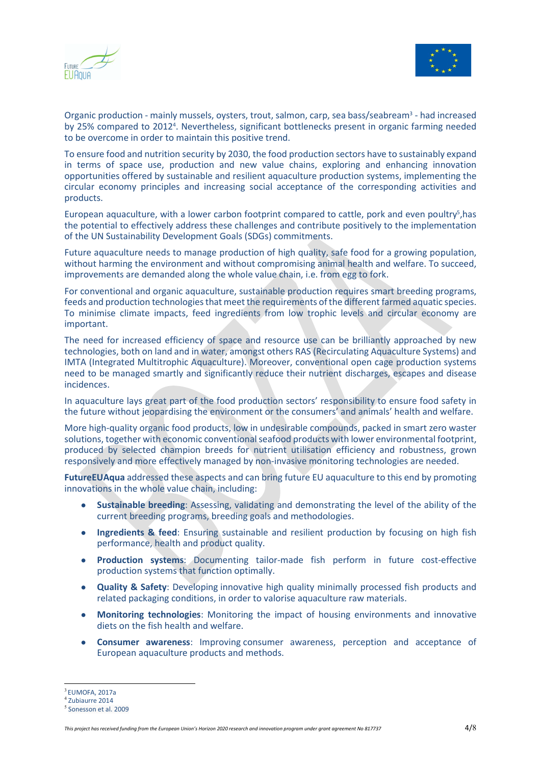Organic production - mainly mussels, oysters, trout, salmon, carp, sea bass/seabream[3] - had increased by 25% compared to 2012[4]. Nevertheless, significant bottlenecks present in organic farming needed to be overcome in order to maintain this positive trend.

To ensure food and nutrition security by 2030, the food production sectors have to sustainably expand in terms of space use, production and new value chains, exploring and enhancing innovation opportunities offered by sustainable and resilient aquaculture production systems, implementing the circular economy principles and increasing social acceptance of the corresponding activities and products.

European aquaculture, with a lower carbon footprint compared to cattle, pork and even poultry[5],has the potential to effectively address these challenges and contribute positively to the implementation of the UN Sustainability Development Goals (SDGs) commitments.

Future aquaculture needs to manage production of high quality, safe food for a growing population, without harming the environment and without compromising animal health and welfare. To succeed, improvements are demanded along the whole value chain, i.e. from egg to fork.

For conventional and organic aquaculture, sustainable production requires smart breeding programs, feeds and production technologies that meet the requirements of the different farmed aquatic species. To minimise climate impacts, feed ingredients from low trophic levels and circular economy are important.

The need for increased efficiency of space and resource use can be brilliantly approached by new technologies, both on land and in water, amongst others RAS (Recirculating Aquaculture Systems) and IMTA (Integrated Multitrophic Aquaculture). Moreover, conventional open cage production systems need to be managed smartly and significantly reduce their nutrient discharges, escapes and disease incidences.

In aquaculture lays great part of the food production sectors' responsibility to ensure food safety in the future without jeopardising the environment or the consumers' and animals' health and welfare.

More high-quality organic food products, low in undesirable compounds, packed in smart zero waster solutions, together with economic conventional seafood products with lower environmental footprint, produced by selected champion breeds for nutrient utilisation efficiency and robustness, grown responsively and more effectively managed by non-invasive monitoring technologies are needed.

**FutureEUAqua** addressed these aspects and can bring future EU aquaculture to this end by promoting innovations in the whole value chain, including:

- **Sustainable breeding**: Assessing, validating and demonstrating the level of the ability of the current breeding programs, breeding goals and methodologies.
- **Ingredients & feed**: Ensuring sustainable and resilient production by focusing on high fish performance, health and product quality.
- **Production systems**: Documenting tailor-made fish perform in future cost-effective production systems that function optimally.
- **Quality & Safety**: Developing innovative high quality minimally processed fish products and related packaging conditions, in order to valorise aquaculture raw materials.
- **Monitoring technologies**: Monitoring the impact of housing environments and innovative diets on the fish health and welfare.
- **Consumer awareness**: Improving consumer awareness, perception and acceptance of European aquaculture products and methods.

---

[3] EUMOFA, 2017a
[4] Zubiaurre 2014
[5] Sonesson et al. 2009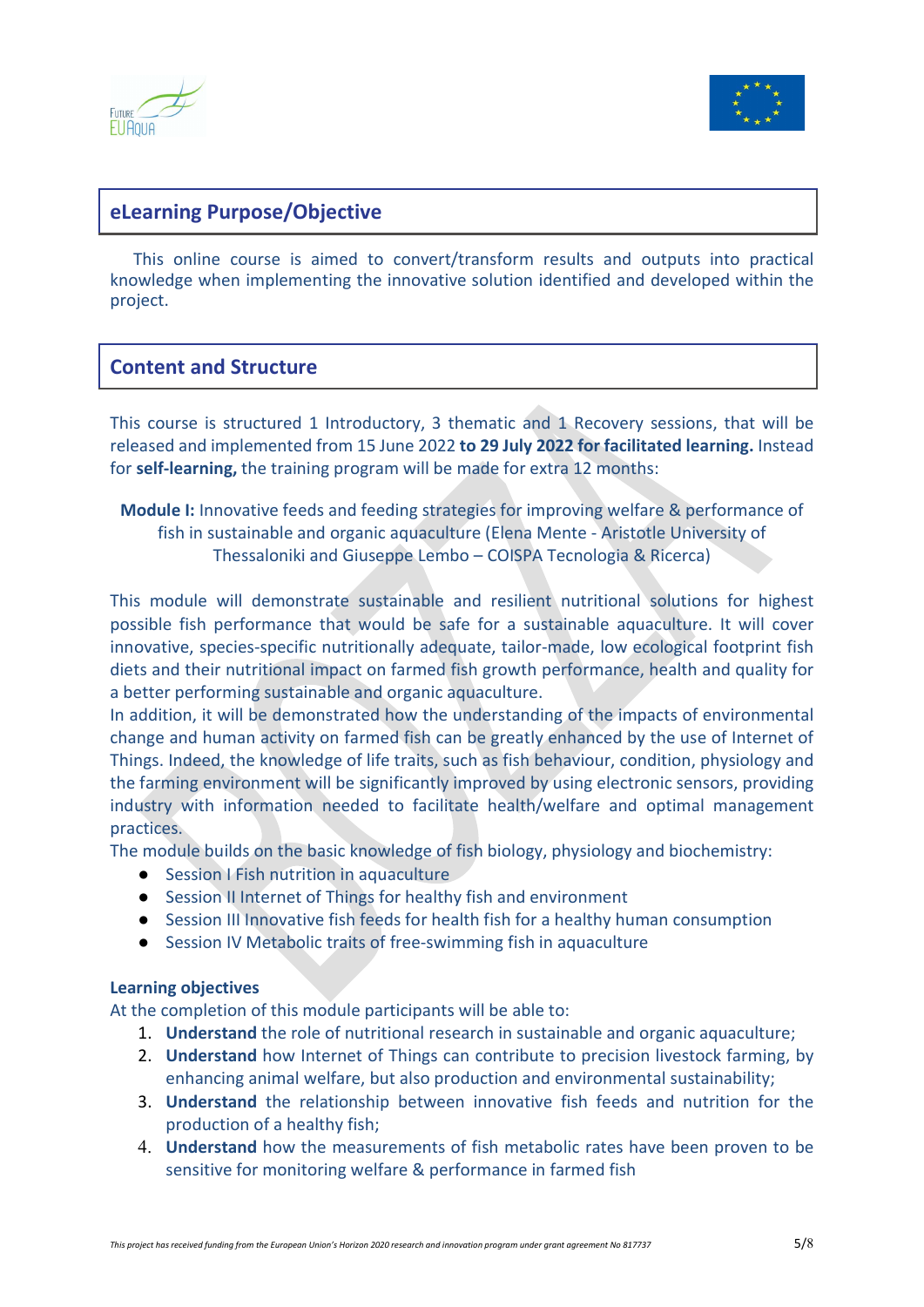## eLearning Purpose/Objective

This online course is aimed to convert/transform results and outputs into practical knowledge when implementing the innovative solution identified and developed within the project.

## Content and Structure

This course is structured 1 Introductory, 3 thematic and 1 Recovery sessions, that will be released and implemented from 15 June 2022 **to 29 July 2022 for facilitated learning.** Instead for **self-learning,** the training program will be made for extra 12 months:

**Module I:** Innovative feeds and feeding strategies for improving welfare & performance of fish in sustainable and organic aquaculture (Elena Mente - Aristotle University of Thessaloniki and Giuseppe Lembo – COISPA Tecnologia & Ricerca)

This module will demonstrate sustainable and resilient nutritional solutions for highest possible fish performance that would be safe for a sustainable aquaculture. It will cover innovative, species-specific nutritionally adequate, tailor-made, low ecological footprint fish diets and their nutritional impact on farmed fish growth performance, health and quality for a better performing sustainable and organic aquaculture.
In addition, it will be demonstrated how the understanding of the impacts of environmental change and human activity on farmed fish can be greatly enhanced by the use of Internet of Things. Indeed, the knowledge of life traits, such as fish behaviour, condition, physiology and the farming environment will be significantly improved by using electronic sensors, providing industry with information needed to facilitate health/welfare and optimal management practices.
The module builds on the basic knowledge of fish biology, physiology and biochemistry:

- Session I Fish nutrition in aquaculture
- Session II Internet of Things for healthy fish and environment
- Session III Innovative fish feeds for health fish for a healthy human consumption
- Session IV Metabolic traits of free-swimming fish in aquaculture

### Learning objectives

At the completion of this module participants will be able to:

1. **Understand** the role of nutritional research in sustainable and organic aquaculture;
2. **Understand** how Internet of Things can contribute to precision livestock farming, by enhancing animal welfare, but also production and environmental sustainability;
3. **Understand** the relationship between innovative fish feeds and nutrition for the production of a healthy fish;
4. **Understand** how the measurements of fish metabolic rates have been proven to be sensitive for monitoring welfare & performance in farmed fish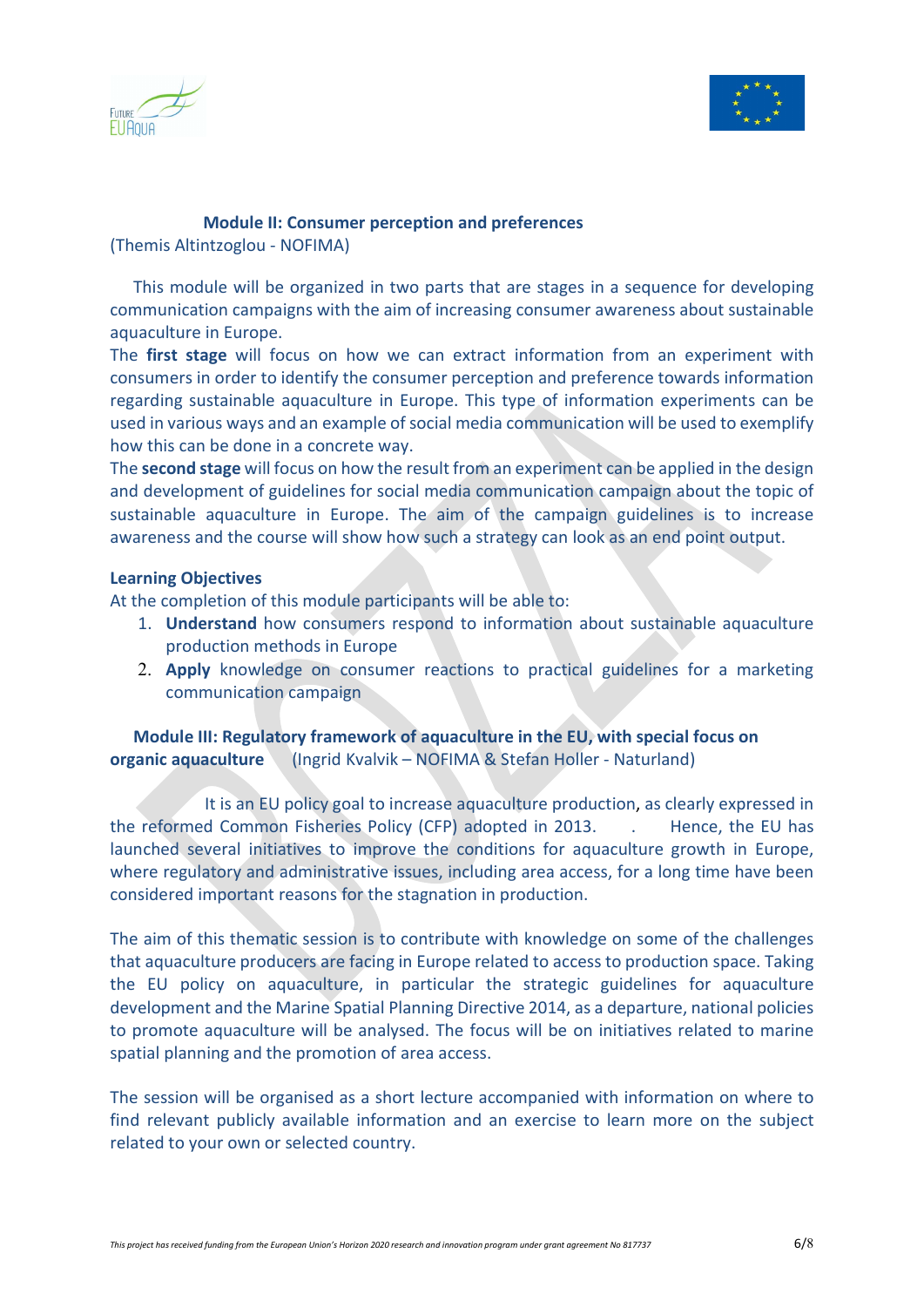### Module II: Consumer perception and preferences

(Themis Altintzoglou - NOFIMA)

This module will be organized in two parts that are stages in a sequence for developing communication campaigns with the aim of increasing consumer awareness about sustainable aquaculture in Europe.

The **first stage** will focus on how we can extract information from an experiment with consumers in order to identify the consumer perception and preference towards information regarding sustainable aquaculture in Europe. This type of information experiments can be used in various ways and an example of social media communication will be used to exemplify how this can be done in a concrete way.

The **second stage** will focus on how the result from an experiment can be applied in the design and development of guidelines for social media communication campaign about the topic of sustainable aquaculture in Europe. The aim of the campaign guidelines is to increase awareness and the course will show how such a strategy can look as an end point output.

**Learning Objectives**

At the completion of this module participants will be able to:

1. **Understand** how consumers respond to information about sustainable aquaculture production methods in Europe
2. **Apply** knowledge on consumer reactions to practical guidelines for a marketing communication campaign

### Module III: Regulatory framework of aquaculture in the EU, with special focus on organic aquaculture

(Ingrid Kvalvik – NOFIMA & Stefan Holler - Naturland)

It is an EU policy goal to increase aquaculture production, as clearly expressed in the reformed Common Fisheries Policy (CFP) adopted in 2013. . Hence, the EU has launched several initiatives to improve the conditions for aquaculture growth in Europe, where regulatory and administrative issues, including area access, for a long time have been considered important reasons for the stagnation in production.

The aim of this thematic session is to contribute with knowledge on some of the challenges that aquaculture producers are facing in Europe related to access to production space. Taking the EU policy on aquaculture, in particular the strategic guidelines for aquaculture development and the Marine Spatial Planning Directive 2014, as a departure, national policies to promote aquaculture will be analysed. The focus will be on initiatives related to marine spatial planning and the promotion of area access.

The session will be organised as a short lecture accompanied with information on where to find relevant publicly available information and an exercise to learn more on the subject related to your own or selected country.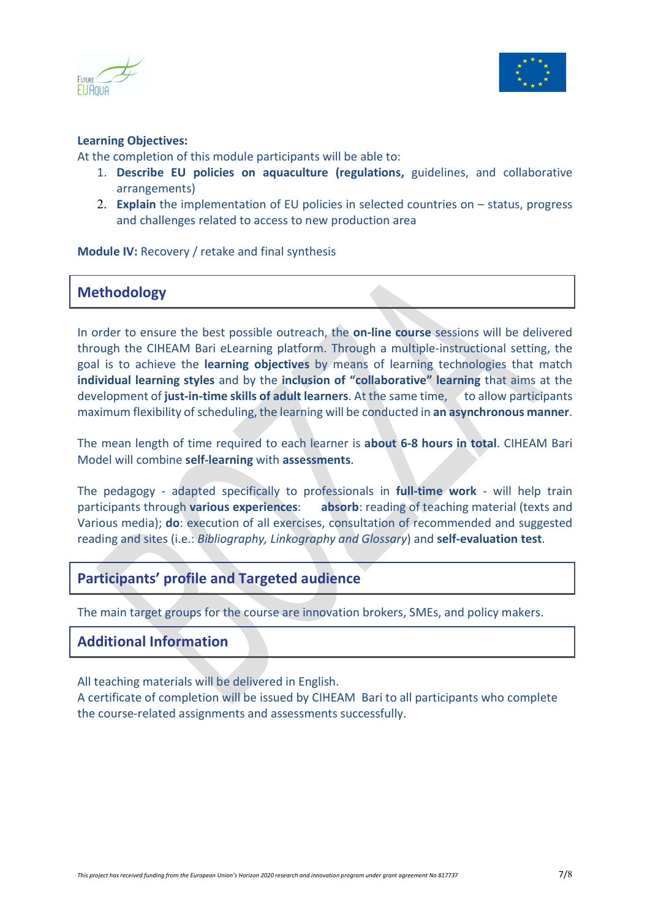**Learning Objectives:**

At the completion of this module participants will be able to:

1. **Describe EU policies on aquaculture (regulations,** guidelines, and collaborative arrangements)
2. **Explain** the implementation of EU policies in selected countries on – status, progress and challenges related to access to new production area

**Module IV:** Recovery / retake and final synthesis

## Methodology

In order to ensure the best possible outreach, the **on-line course** sessions will be delivered through the CIHEAM Bari eLearning platform. Through a multiple-instructional setting, the goal is to achieve the **learning objectives** by means of learning technologies that match **individual learning styles** and by the **inclusion of "collaborative" learning** that aims at the development of **just-in-time skills of adult learners**. At the same time, to allow participants maximum flexibility of scheduling, the learning will be conducted in **an asynchronous manner**.

The mean length of time required to each learner is **about 6-8 hours in total**. CIHEAM Bari Model will combine **self-learning** with **assessments**.

The pedagogy - adapted specifically to professionals in **full-time work** - will help train participants through **various experiences**: **absorb**: reading of teaching material (texts and Various media); **do**: execution of all exercises, consultation of recommended and suggested reading and sites (i.e.: *Bibliography, Linkography and Glossary*) and **self-evaluation test**.

## Participants' profile and Targeted audience

The main target groups for the course are innovation brokers, SMEs, and policy makers.

## Additional Information

All teaching materials will be delivered in English.

A certificate of completion will be issued by CIHEAM Bari to all participants who complete the course-related assignments and assessments successfully.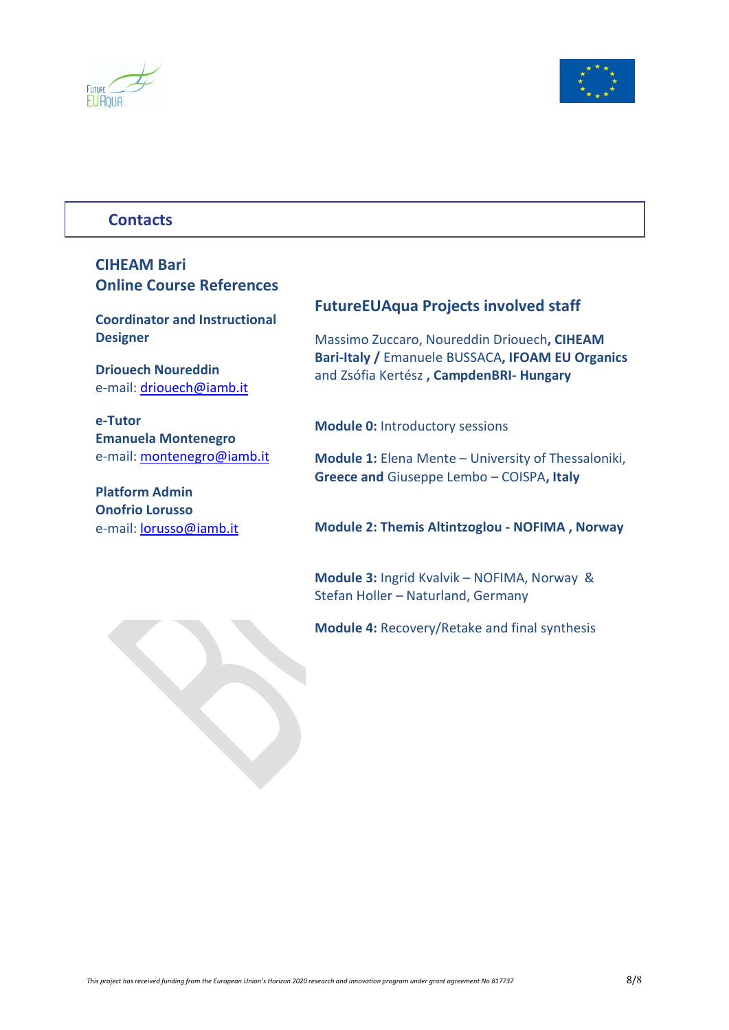## Contacts

### CIHEAM Bari
### Online Course References

**Coordinator and Instructional Designer**

**Driouech Noureddin**
e-mail: driouech@iamb.it

**e-Tutor**
**Emanuela Montenegro**
e-mail: montenegro@iamb.it

**Platform Admin**
**Onofrio Lorusso**
e-mail: lorusso@iamb.it

### FutureEUAqua Projects involved staff

Massimo Zuccaro, Noureddin Driouech**, CIHEAM Bari-Italy /** Emanuele BUSSACA**, IFOAM EU Organics** and Zsófia Kertész **, CampdenBRI- Hungary**

**Module 0:** Introductory sessions

**Module 1:** Elena Mente – University of Thessaloniki, **Greece and** Giuseppe Lembo – COISPA**, Italy**

**Module 2: Themis Altintzoglou - NOFIMA , Norway**

**Module 3:** Ingrid Kvalvik – NOFIMA, Norway & Stefan Holler – Naturland, Germany

**Module 4:** Recovery/Retake and final synthesis

*This project has received funding from the European Union's Horizon 2020 research and innovation program under grant agreement No 817737*